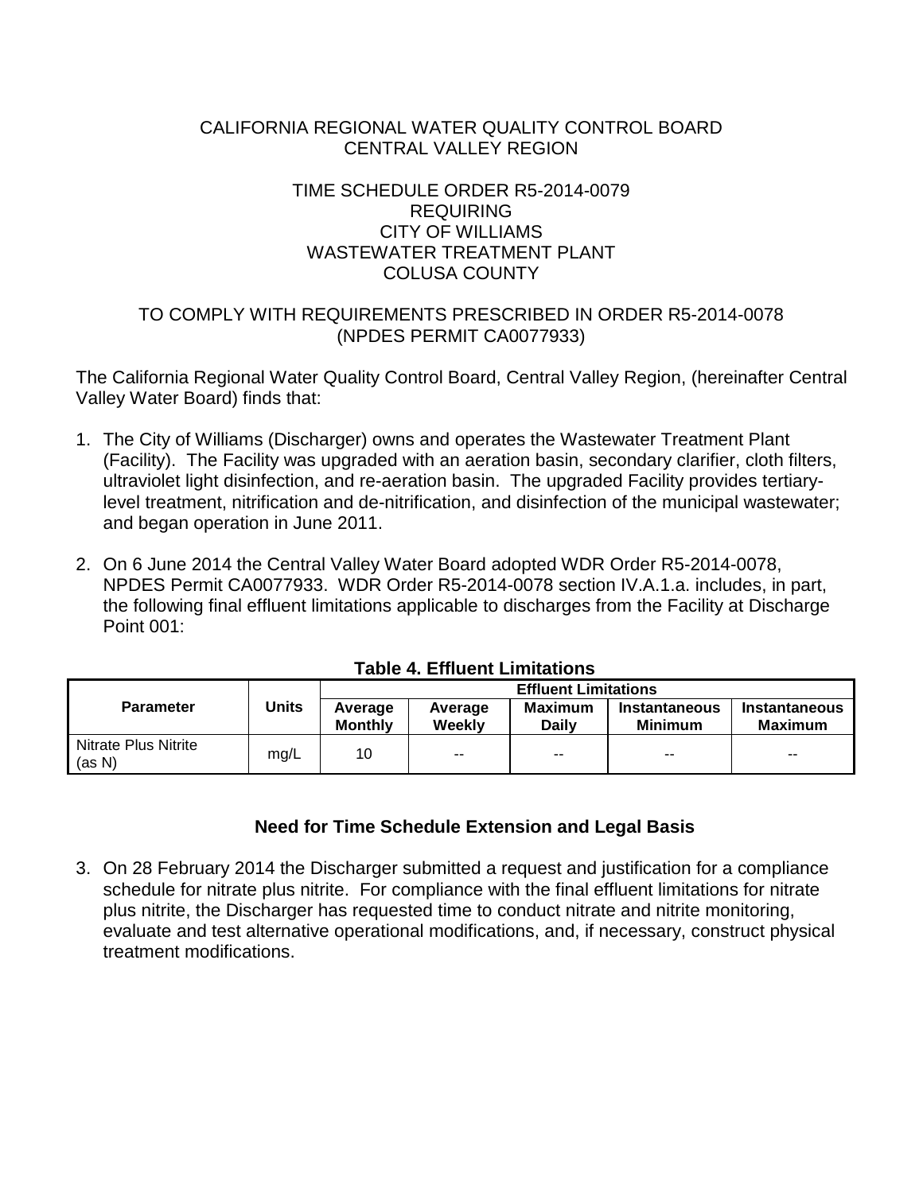CALIFORNIA REGIONAL WATER QUALITY CONTROL BOARD
CENTRAL VALLEY REGION

TIME SCHEDULE ORDER R5-2014-0079
REQUIRING
CITY OF WILLIAMS
WASTEWATER TREATMENT PLANT
COLUSA COUNTY

TO COMPLY WITH REQUIREMENTS PRESCRIBED IN ORDER R5-2014-0078
(NPDES PERMIT CA0077933)

The California Regional Water Quality Control Board, Central Valley Region, (hereinafter Central Valley Water Board) finds that:

1. The City of Williams (Discharger) owns and operates the Wastewater Treatment Plant (Facility). The Facility was upgraded with an aeration basin, secondary clarifier, cloth filters, ultraviolet light disinfection, and re-aeration basin. The upgraded Facility provides tertiary-level treatment, nitrification and de-nitrification, and disinfection of the municipal wastewater; and began operation in June 2011.

2. On 6 June 2014 the Central Valley Water Board adopted WDR Order R5-2014-0078, NPDES Permit CA0077933. WDR Order R5-2014-0078 section IV.A.1.a. includes, in part, the following final effluent limitations applicable to discharges from the Facility at Discharge Point 001:

**Table 4. Effluent Limitations**

| Parameter | Units | Effluent Limitations | | | | |
|---|---|---|---|---|---|---|
| | | Average Monthly | Average Weekly | Maximum Daily | Instantaneous Minimum | Instantaneous Maximum |
| Nitrate Plus Nitrite (as N) | mg/L | 10 | -- | -- | -- | -- |

## Need for Time Schedule Extension and Legal Basis

3. On 28 February 2014 the Discharger submitted a request and justification for a compliance schedule for nitrate plus nitrite. For compliance with the final effluent limitations for nitrate plus nitrite, the Discharger has requested time to conduct nitrate and nitrite monitoring, evaluate and test alternative operational modifications, and, if necessary, construct physical treatment modifications.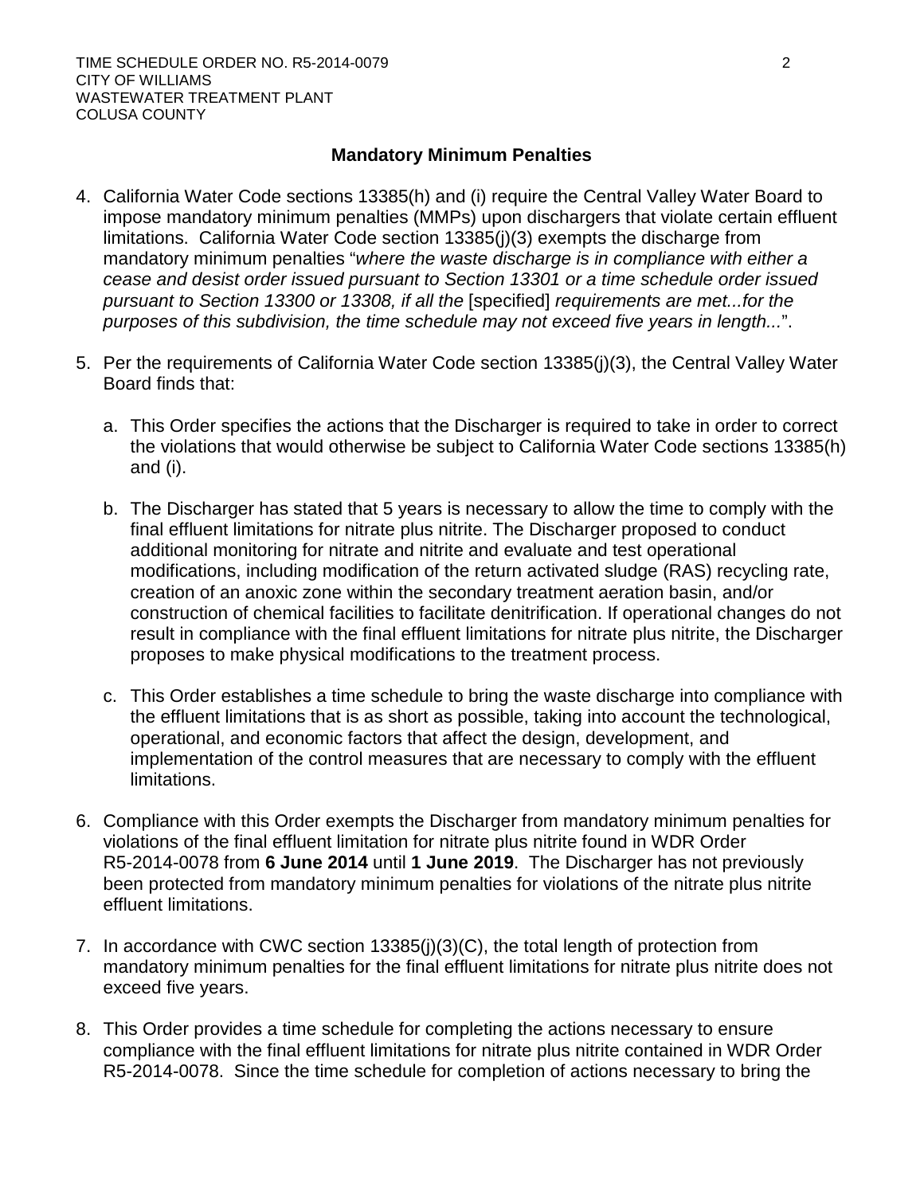### Mandatory Minimum Penalties

4. California Water Code sections 13385(h) and (i) require the Central Valley Water Board to impose mandatory minimum penalties (MMPs) upon dischargers that violate certain effluent limitations. California Water Code section 13385(j)(3) exempts the discharge from mandatory minimum penalties "*where the waste discharge is in compliance with either a cease and desist order issued pursuant to Section 13301 or a time schedule order issued pursuant to Section 13300 or 13308, if all the* [specified] *requirements are met...for the purposes of this subdivision, the time schedule may not exceed five years in length...*".

5. Per the requirements of California Water Code section 13385(j)(3), the Central Valley Water Board finds that:

   a. This Order specifies the actions that the Discharger is required to take in order to correct the violations that would otherwise be subject to California Water Code sections 13385(h) and (i).

   b. The Discharger has stated that 5 years is necessary to allow the time to comply with the final effluent limitations for nitrate plus nitrite. The Discharger proposed to conduct additional monitoring for nitrate and nitrite and evaluate and test operational modifications, including modification of the return activated sludge (RAS) recycling rate, creation of an anoxic zone within the secondary treatment aeration basin, and/or construction of chemical facilities to facilitate denitrification. If operational changes do not result in compliance with the final effluent limitations for nitrate plus nitrite, the Discharger proposes to make physical modifications to the treatment process.

   c. This Order establishes a time schedule to bring the waste discharge into compliance with the effluent limitations that is as short as possible, taking into account the technological, operational, and economic factors that affect the design, development, and implementation of the control measures that are necessary to comply with the effluent limitations.

6. Compliance with this Order exempts the Discharger from mandatory minimum penalties for violations of the final effluent limitation for nitrate plus nitrite found in WDR Order R5-2014-0078 from **6 June 2014** until **1 June 2019**. The Discharger has not previously been protected from mandatory minimum penalties for violations of the nitrate plus nitrite effluent limitations.

7. In accordance with CWC section 13385(j)(3)(C), the total length of protection from mandatory minimum penalties for the final effluent limitations for nitrate plus nitrite does not exceed five years.

8. This Order provides a time schedule for completing the actions necessary to ensure compliance with the final effluent limitations for nitrate plus nitrite contained in WDR Order R5-2014-0078. Since the time schedule for completion of actions necessary to bring the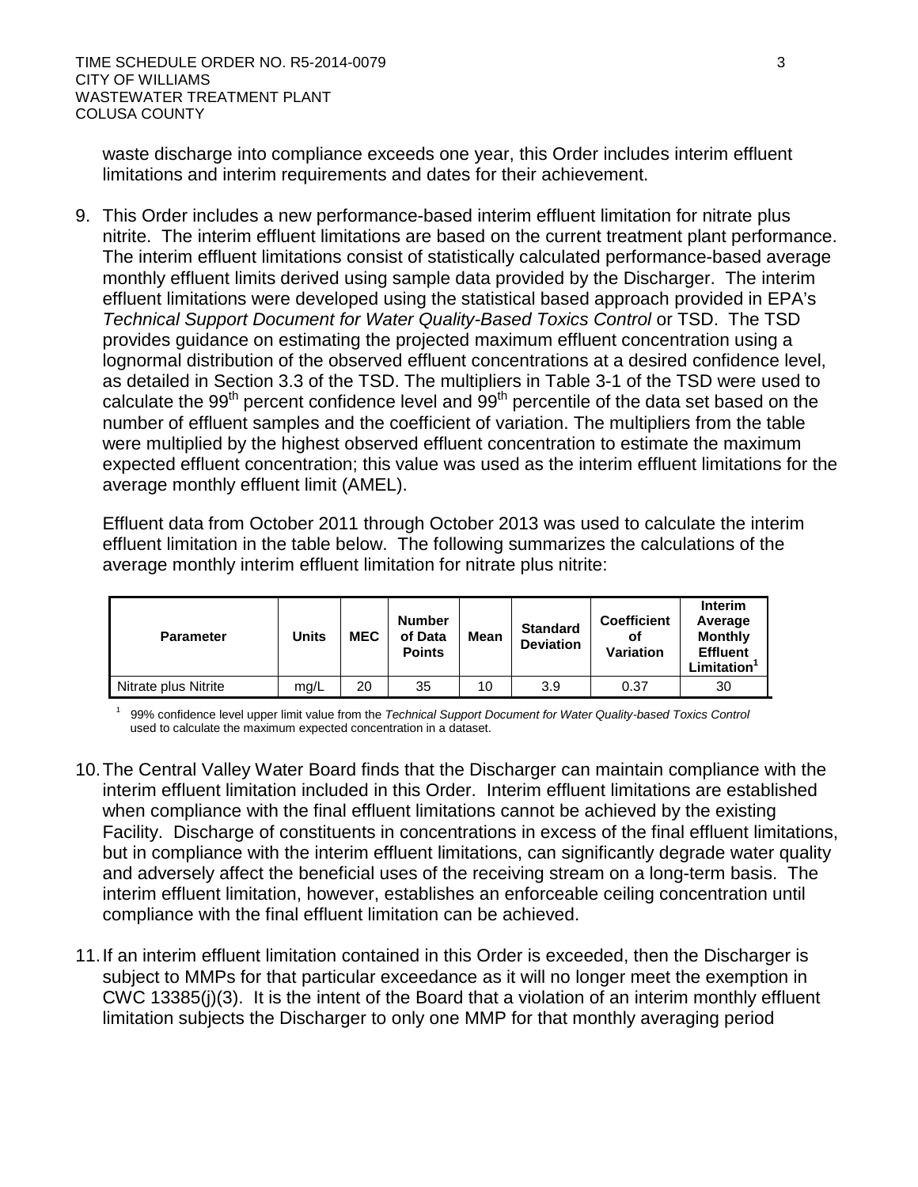waste discharge into compliance exceeds one year, this Order includes interim effluent limitations and interim requirements and dates for their achievement.

9. This Order includes a new performance-based interim effluent limitation for nitrate plus nitrite. The interim effluent limitations are based on the current treatment plant performance. The interim effluent limitations consist of statistically calculated performance-based average monthly effluent limits derived using sample data provided by the Discharger. The interim effluent limitations were developed using the statistical based approach provided in EPA's *Technical Support Document for Water Quality-Based Toxics Control* or TSD. The TSD provides guidance on estimating the projected maximum effluent concentration using a lognormal distribution of the observed effluent concentrations at a desired confidence level, as detailed in Section 3.3 of the TSD. The multipliers in Table 3-1 of the TSD were used to calculate the $99^{th}$ percent confidence level and $99^{th}$ percentile of the data set based on the number of effluent samples and the coefficient of variation. The multipliers from the table were multiplied by the highest observed effluent concentration to estimate the maximum expected effluent concentration; this value was used as the interim effluent limitations for the average monthly effluent limit (AMEL).

   Effluent data from October 2011 through October 2013 was used to calculate the interim effluent limitation in the table below. The following summarizes the calculations of the average monthly interim effluent limitation for nitrate plus nitrite:

| Parameter | Units | MEC | Number of Data Points | Mean | Standard Deviation | Coefficient of Variation | Interim Average Monthly Effluent Limitation[1] |
|---|---|---|---|---|---|---|---|
| Nitrate plus Nitrite | mg/L | 20 | 35 | 10 | 3.9 | 0.37 | 30 |

[1] 99% confidence level upper limit value from the *Technical Support Document for Water Quality-based Toxics Control* used to calculate the maximum expected concentration in a dataset.

10. The Central Valley Water Board finds that the Discharger can maintain compliance with the interim effluent limitation included in this Order. Interim effluent limitations are established when compliance with the final effluent limitations cannot be achieved by the existing Facility. Discharge of constituents in concentrations in excess of the final effluent limitations, but in compliance with the interim effluent limitations, can significantly degrade water quality and adversely affect the beneficial uses of the receiving stream on a long-term basis. The interim effluent limitation, however, establishes an enforceable ceiling concentration until compliance with the final effluent limitation can be achieved.

11. If an interim effluent limitation contained in this Order is exceeded, then the Discharger is subject to MMPs for that particular exceedance as it will no longer meet the exemption in CWC 13385(j)(3). It is the intent of the Board that a violation of an interim monthly effluent limitation subjects the Discharger to only one MMP for that monthly averaging period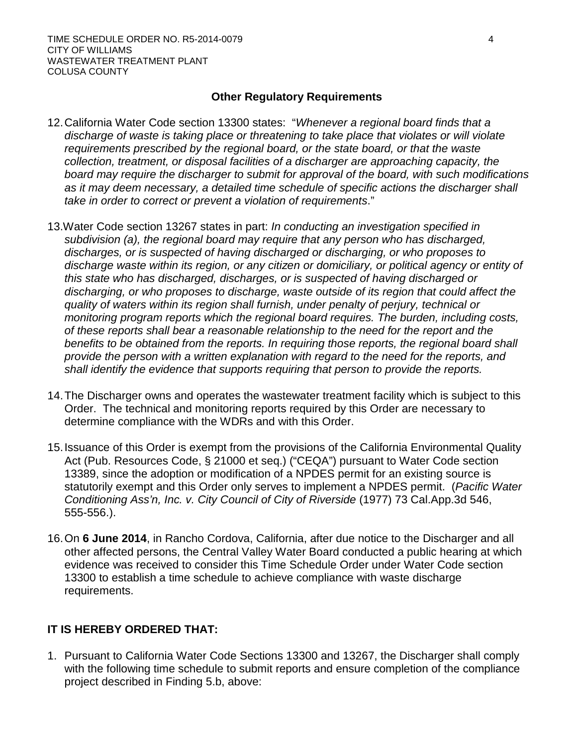### Other Regulatory Requirements

12. California Water Code section 13300 states: "*Whenever a regional board finds that a discharge of waste is taking place or threatening to take place that violates or will violate requirements prescribed by the regional board, or the state board, or that the waste collection, treatment, or disposal facilities of a discharger are approaching capacity, the board may require the discharger to submit for approval of the board, with such modifications as it may deem necessary, a detailed time schedule of specific actions the discharger shall take in order to correct or prevent a violation of requirements*."

13. Water Code section 13267 states in part: *In conducting an investigation specified in subdivision (a), the regional board may require that any person who has discharged, discharges, or is suspected of having discharged or discharging, or who proposes to discharge waste within its region, or any citizen or domiciliary, or political agency or entity of this state who has discharged, discharges, or is suspected of having discharged or discharging, or who proposes to discharge, waste outside of its region that could affect the quality of waters within its region shall furnish, under penalty of perjury, technical or monitoring program reports which the regional board requires. The burden, including costs, of these reports shall bear a reasonable relationship to the need for the report and the benefits to be obtained from the reports. In requiring those reports, the regional board shall provide the person with a written explanation with regard to the need for the reports, and shall identify the evidence that supports requiring that person to provide the reports.*

14. The Discharger owns and operates the wastewater treatment facility which is subject to this Order. The technical and monitoring reports required by this Order are necessary to determine compliance with the WDRs and with this Order.

15. Issuance of this Order is exempt from the provisions of the California Environmental Quality Act (Pub. Resources Code, § 21000 et seq.) ("CEQA") pursuant to Water Code section 13389, since the adoption or modification of a NPDES permit for an existing source is statutorily exempt and this Order only serves to implement a NPDES permit. (*Pacific Water Conditioning Ass'n, Inc. v. City Council of City of Riverside* (1977) 73 Cal.App.3d 546, 555-556.).

16. On **6 June 2014**, in Rancho Cordova, California, after due notice to the Discharger and all other affected persons, the Central Valley Water Board conducted a public hearing at which evidence was received to consider this Time Schedule Order under Water Code section 13300 to establish a time schedule to achieve compliance with waste discharge requirements.

### IT IS HEREBY ORDERED THAT:

1. Pursuant to California Water Code Sections 13300 and 13267, the Discharger shall comply with the following time schedule to submit reports and ensure completion of the compliance project described in Finding 5.b, above: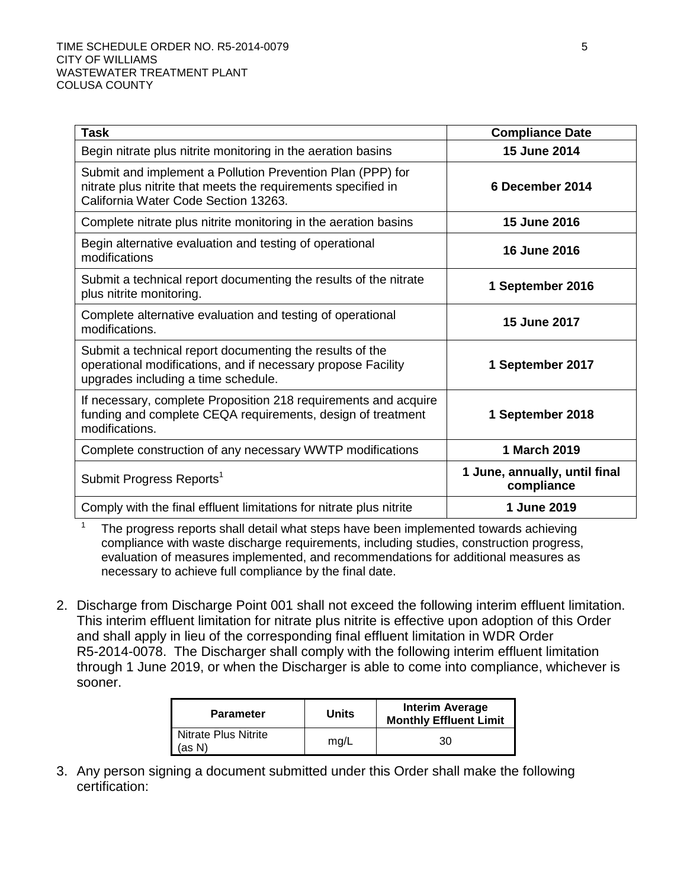| Task | Compliance Date |
|---|---|
| Begin nitrate plus nitrite monitoring in the aeration basins | **15 June 2014** |
| Submit and implement a Pollution Prevention Plan (PPP) for nitrate plus nitrite that meets the requirements specified in California Water Code Section 13263. | **6 December 2014** |
| Complete nitrate plus nitrite monitoring in the aeration basins | **15 June 2016** |
| Begin alternative evaluation and testing of operational modifications | **16 June 2016** |
| Submit a technical report documenting the results of the nitrate plus nitrite monitoring. | **1 September 2016** |
| Complete alternative evaluation and testing of operational modifications. | **15 June 2017** |
| Submit a technical report documenting the results of the operational modifications, and if necessary propose Facility upgrades including a time schedule. | **1 September 2017** |
| If necessary, complete Proposition 218 requirements and acquire funding and complete CEQA requirements, design of treatment modifications. | **1 September 2018** |
| Complete construction of any necessary WWTP modifications | **1 March 2019** |
| Submit Progress Reports[1] | **1 June, annually, until final compliance** |
| Comply with the final effluent limitations for nitrate plus nitrite | **1 June 2019** |

[1] The progress reports shall detail what steps have been implemented towards achieving compliance with waste discharge requirements, including studies, construction progress, evaluation of measures implemented, and recommendations for additional measures as necessary to achieve full compliance by the final date.

2. Discharge from Discharge Point 001 shall not exceed the following interim effluent limitation. This interim effluent limitation for nitrate plus nitrite is effective upon adoption of this Order and shall apply in lieu of the corresponding final effluent limitation in WDR Order R5-2014-0078. The Discharger shall comply with the following interim effluent limitation through 1 June 2019, or when the Discharger is able to come into compliance, whichever is sooner.

| Parameter | Units | Interim Average Monthly Effluent Limit |
|---|---|---|
| Nitrate Plus Nitrite (as N) | mg/L | 30 |

3. Any person signing a document submitted under this Order shall make the following certification: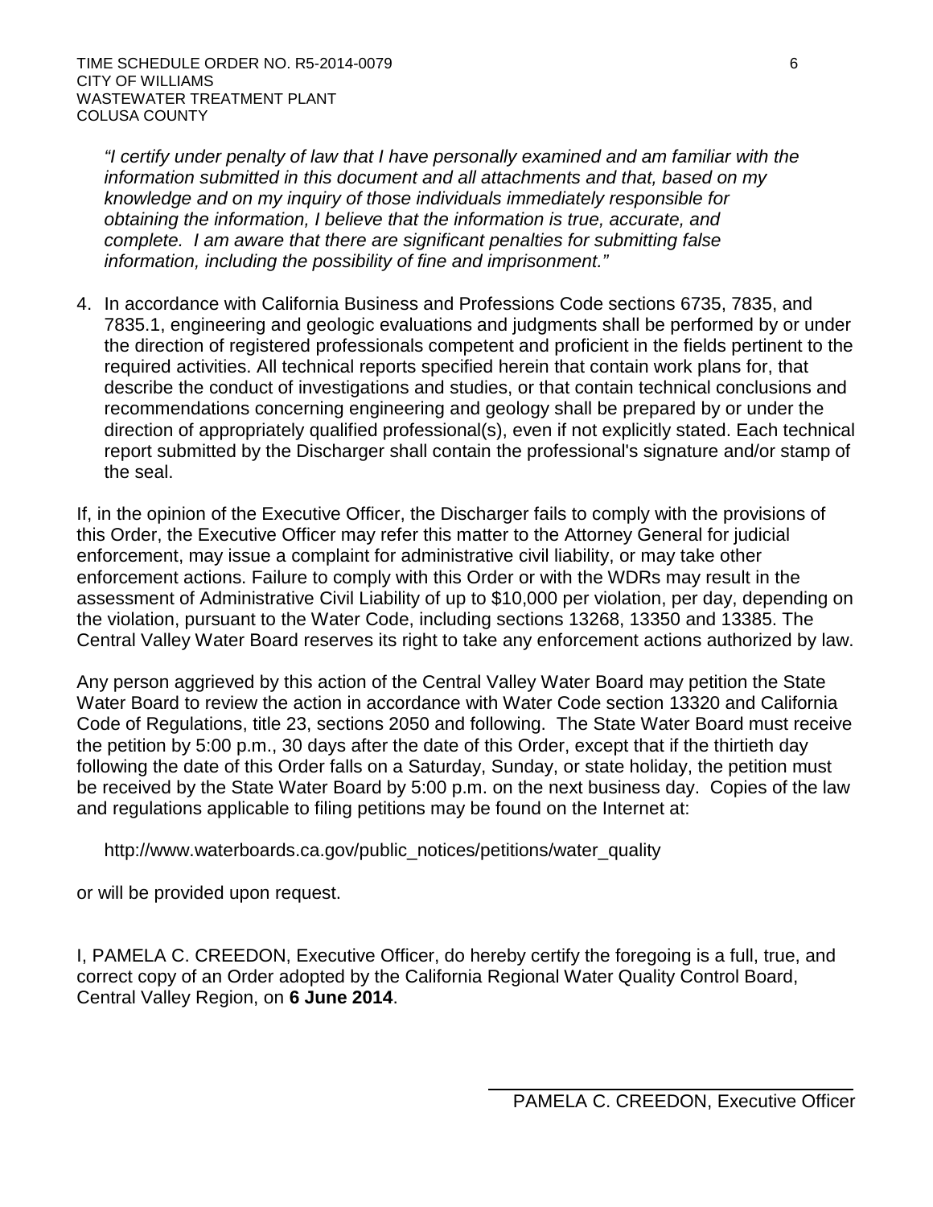*"I certify under penalty of law that I have personally examined and am familiar with the information submitted in this document and all attachments and that, based on my knowledge and on my inquiry of those individuals immediately responsible for obtaining the information, I believe that the information is true, accurate, and complete. I am aware that there are significant penalties for submitting false information, including the possibility of fine and imprisonment."*

4. In accordance with California Business and Professions Code sections 6735, 7835, and 7835.1, engineering and geologic evaluations and judgments shall be performed by or under the direction of registered professionals competent and proficient in the fields pertinent to the required activities. All technical reports specified herein that contain work plans for, that describe the conduct of investigations and studies, or that contain technical conclusions and recommendations concerning engineering and geology shall be prepared by or under the direction of appropriately qualified professional(s), even if not explicitly stated. Each technical report submitted by the Discharger shall contain the professional's signature and/or stamp of the seal.

If, in the opinion of the Executive Officer, the Discharger fails to comply with the provisions of this Order, the Executive Officer may refer this matter to the Attorney General for judicial enforcement, may issue a complaint for administrative civil liability, or may take other enforcement actions. Failure to comply with this Order or with the WDRs may result in the assessment of Administrative Civil Liability of up to $10,000 per violation, per day, depending on the violation, pursuant to the Water Code, including sections 13268, 13350 and 13385. The Central Valley Water Board reserves its right to take any enforcement actions authorized by law.

Any person aggrieved by this action of the Central Valley Water Board may petition the State Water Board to review the action in accordance with Water Code section 13320 and California Code of Regulations, title 23, sections 2050 and following. The State Water Board must receive the petition by 5:00 p.m., 30 days after the date of this Order, except that if the thirtieth day following the date of this Order falls on a Saturday, Sunday, or state holiday, the petition must be received by the State Water Board by 5:00 p.m. on the next business day. Copies of the law and regulations applicable to filing petitions may be found on the Internet at:

http://www.waterboards.ca.gov/public_notices/petitions/water_quality

or will be provided upon request.

I, PAMELA C. CREEDON, Executive Officer, do hereby certify the foregoing is a full, true, and correct copy of an Order adopted by the California Regional Water Quality Control Board, Central Valley Region, on **6 June 2014**.

PAMELA C. CREEDON, Executive Officer